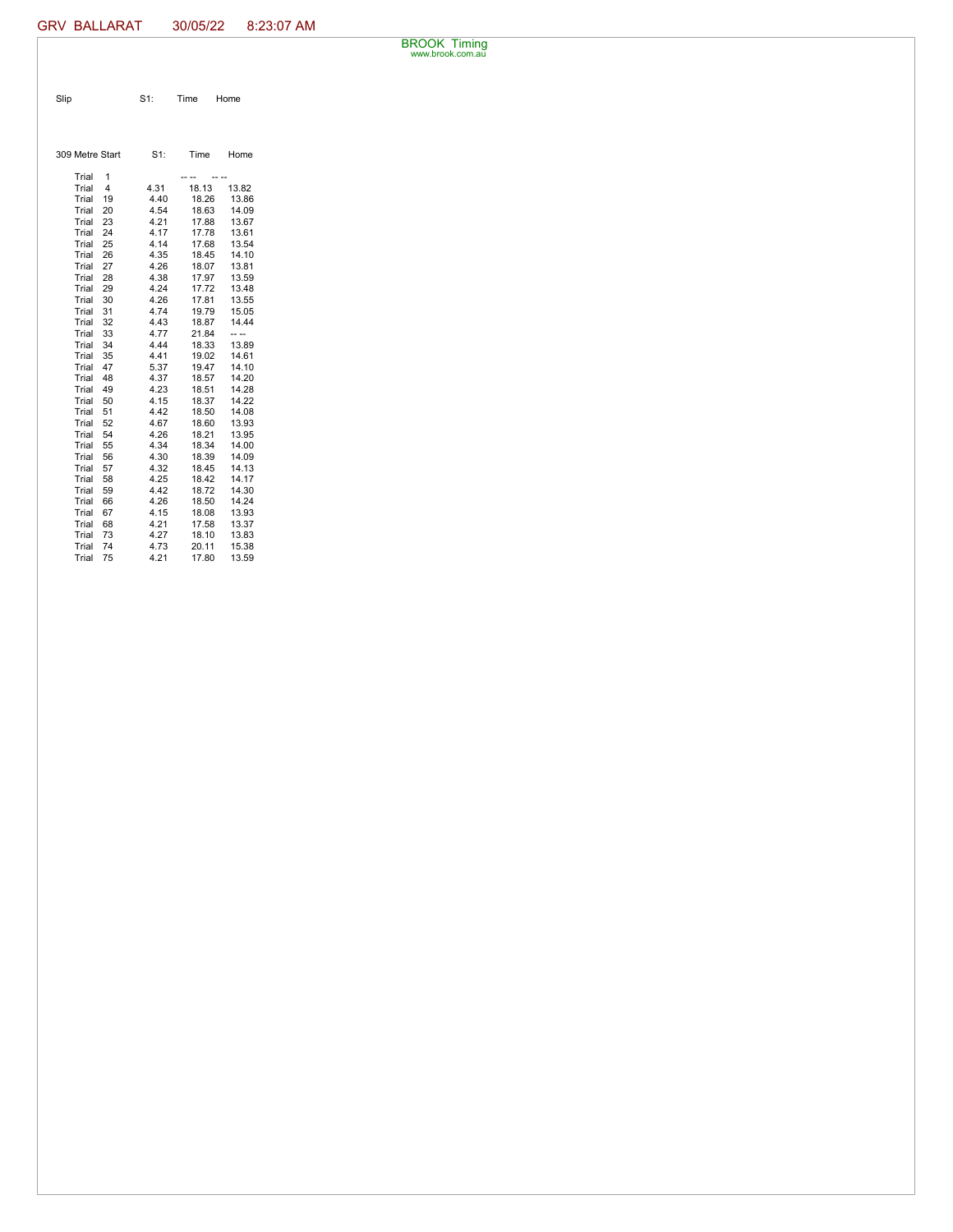GRV BALLARAT 30/05/22 8:23:07 AM

BROOK Timing
www.brook.com.au

| Slip | S1: | Time | Home |
|---|---|---|---|

| 309 Metre Start | | S1: | Time | Home |
|---|---|---|---|---|
| Trial | 1 | | -- -- | -- -- |
| Trial | 4 | 4.31 | 18.13 | 13.82 |
| Trial | 19 | 4.40 | 18.26 | 13.86 |
| Trial | 20 | 4.54 | 18.63 | 14.09 |
| Trial | 23 | 4.21 | 17.88 | 13.67 |
| Trial | 24 | 4.17 | 17.78 | 13.61 |
| Trial | 25 | 4.14 | 17.68 | 13.54 |
| Trial | 26 | 4.35 | 18.45 | 14.10 |
| Trial | 27 | 4.26 | 18.07 | 13.81 |
| Trial | 28 | 4.38 | 17.97 | 13.59 |
| Trial | 29 | 4.24 | 17.72 | 13.48 |
| Trial | 30 | 4.26 | 17.81 | 13.55 |
| Trial | 31 | 4.74 | 19.79 | 15.05 |
| Trial | 32 | 4.43 | 18.87 | 14.44 |
| Trial | 33 | 4.77 | 21.84 | -- -- |
| Trial | 34 | 4.44 | 18.33 | 13.89 |
| Trial | 35 | 4.41 | 19.02 | 14.61 |
| Trial | 47 | 5.37 | 19.47 | 14.10 |
| Trial | 48 | 4.37 | 18.57 | 14.20 |
| Trial | 49 | 4.23 | 18.51 | 14.28 |
| Trial | 50 | 4.15 | 18.37 | 14.22 |
| Trial | 51 | 4.42 | 18.50 | 14.08 |
| Trial | 52 | 4.67 | 18.60 | 13.93 |
| Trial | 54 | 4.26 | 18.21 | 13.95 |
| Trial | 55 | 4.34 | 18.34 | 14.00 |
| Trial | 56 | 4.30 | 18.39 | 14.09 |
| Trial | 57 | 4.32 | 18.45 | 14.13 |
| Trial | 58 | 4.25 | 18.42 | 14.17 |
| Trial | 59 | 4.42 | 18.72 | 14.30 |
| Trial | 66 | 4.26 | 18.50 | 14.24 |
| Trial | 67 | 4.15 | 18.08 | 13.93 |
| Trial | 68 | 4.21 | 17.58 | 13.37 |
| Trial | 73 | 4.27 | 18.10 | 13.83 |
| Trial | 74 | 4.73 | 20.11 | 15.38 |
| Trial | 75 | 4.21 | 17.80 | 13.59 |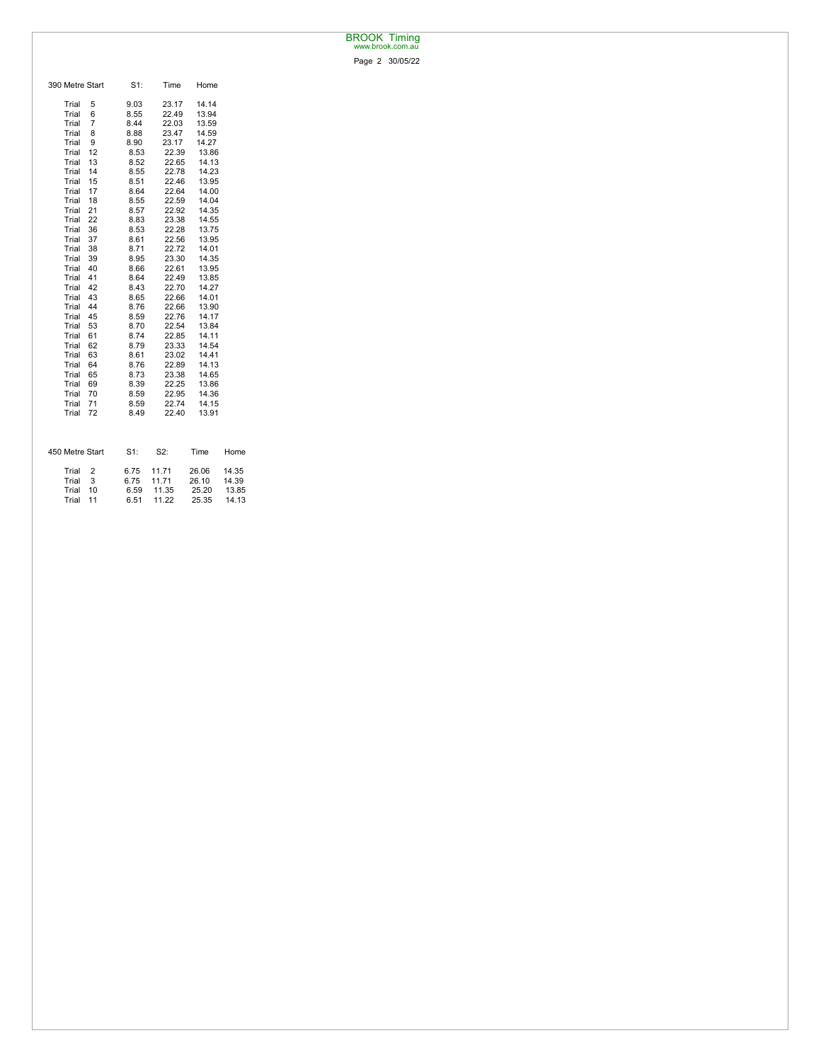| 390 Metre Start | | S1: | Time | Home |
|---|---|---|---|---|
| Trial | 5 | 9.03 | 23.17 | 14.14 |
| Trial | 6 | 8.55 | 22.49 | 13.94 |
| Trial | 7 | 8.44 | 22.03 | 13.59 |
| Trial | 8 | 8.88 | 23.47 | 14.59 |
| Trial | 9 | 8.90 | 23.17 | 14.27 |
| Trial | 12 | 8.53 | 22.39 | 13.86 |
| Trial | 13 | 8.52 | 22.65 | 14.13 |
| Trial | 14 | 8.55 | 22.78 | 14.23 |
| Trial | 15 | 8.51 | 22.46 | 13.95 |
| Trial | 17 | 8.64 | 22.64 | 14.00 |
| Trial | 18 | 8.55 | 22.59 | 14.04 |
| Trial | 21 | 8.57 | 22.92 | 14.35 |
| Trial | 22 | 8.83 | 23.38 | 14.55 |
| Trial | 36 | 8.53 | 22.28 | 13.75 |
| Trial | 37 | 8.61 | 22.56 | 13.95 |
| Trial | 38 | 8.71 | 22.72 | 14.01 |
| Trial | 39 | 8.95 | 23.30 | 14.35 |
| Trial | 40 | 8.66 | 22.61 | 13.95 |
| Trial | 41 | 8.64 | 22.49 | 13.85 |
| Trial | 42 | 8.43 | 22.70 | 14.27 |
| Trial | 43 | 8.65 | 22.66 | 14.01 |
| Trial | 44 | 8.76 | 22.66 | 13.90 |
| Trial | 45 | 8.59 | 22.76 | 14.17 |
| Trial | 53 | 8.70 | 22.54 | 13.84 |
| Trial | 61 | 8.74 | 22.85 | 14.11 |
| Trial | 62 | 8.79 | 23.33 | 14.54 |
| Trial | 63 | 8.61 | 23.02 | 14.41 |
| Trial | 64 | 8.76 | 22.89 | 14.13 |
| Trial | 65 | 8.73 | 23.38 | 14.65 |
| Trial | 69 | 8.39 | 22.25 | 13.86 |
| Trial | 70 | 8.59 | 22.95 | 14.36 |
| Trial | 71 | 8.59 | 22.74 | 14.15 |
| Trial | 72 | 8.49 | 22.40 | 13.91 |

| 450 Metre Start | | S1: | S2: | Time | Home |
|---|---|---|---|---|---|
| Trial | 2 | 6.75 | 11.71 | 26.06 | 14.35 |
| Trial | 3 | 6.75 | 11.71 | 26.10 | 14.39 |
| Trial | 10 | 6.59 | 11.35 | 25.20 | 13.85 |
| Trial | 11 | 6.51 | 11.22 | 25.35 | 14.13 |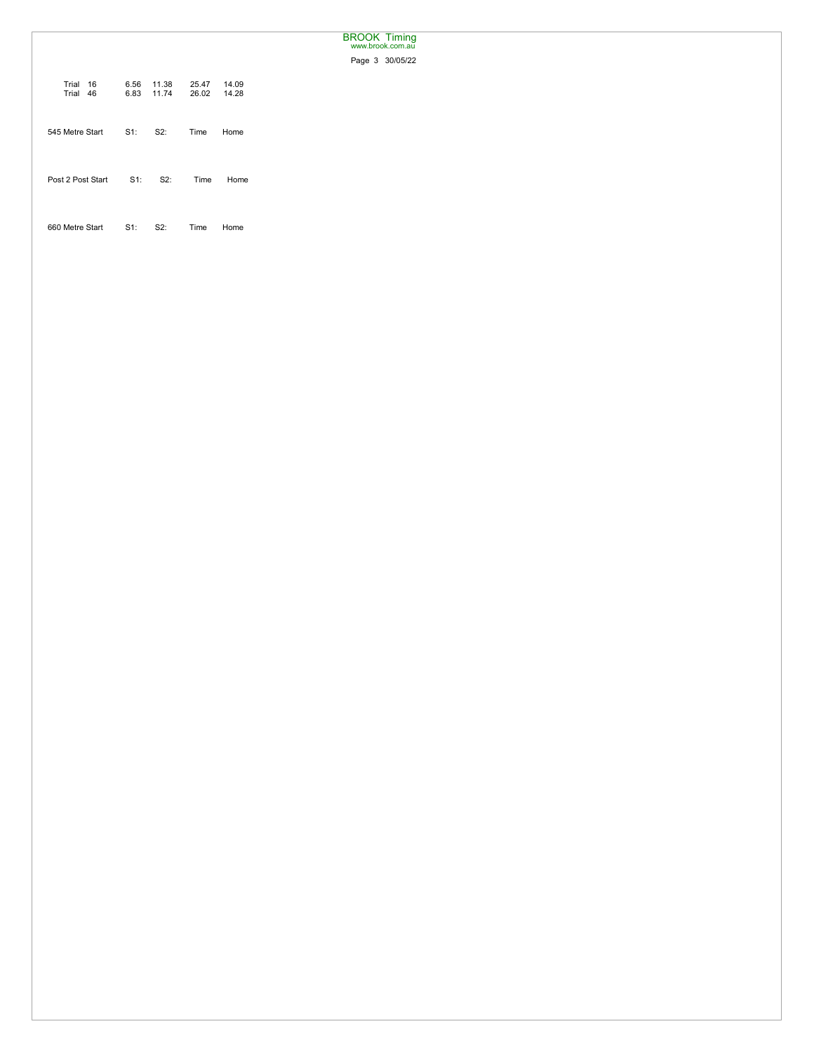| | | | | |
|---|---|---|---|---|
| Trial 16 | 6.56 | 11.38 | 25.47 | 14.09 |
| Trial 46 | 6.83 | 11.74 | 26.02 | 14.28 |

| 545 Metre Start | S1: | S2: | Time | Home |
|---|---|---|---|---|

| Post 2 Post Start | S1: | S2: | Time | Home |
|---|---|---|---|---|

| 660 Metre Start | S1: | S2: | Time | Home |
|---|---|---|---|---|